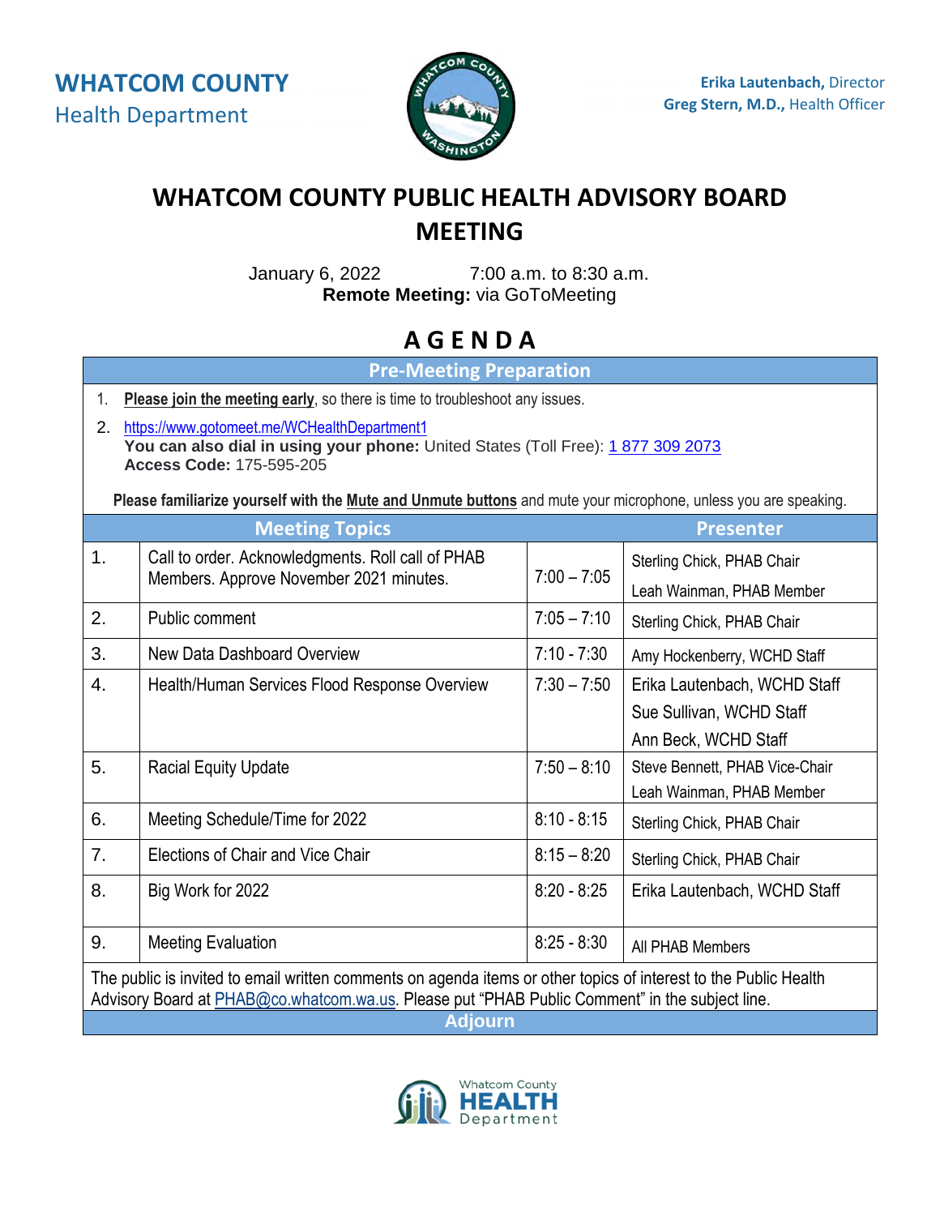**WHATCOM COUNTY**
Health Department

**Erika Lautenbach,** Director
**Greg Stern, M.D.,** Health Officer

# WHATCOM COUNTY PUBLIC HEALTH ADVISORY BOARD MEETING

January 6, 2022 7:00 a.m. to 8:30 a.m.
**Remote Meeting:** via GoToMeeting

## AGENDA

### Pre-Meeting Preparation

1. **Please join the meeting early**, so there is time to troubleshoot any issues.
2. https://www.gotomeet.me/WCHealthDepartment1
   **You can also dial in using your phone:** United States (Toll Free): 1 877 309 2073
   **Access Code:** 175-595-205

**Please familiarize yourself with the Mute and Unmute buttons** and mute your microphone, unless you are speaking.

| | Meeting Topics | | Presenter |
|---|---|---|---|
| 1. | Call to order. Acknowledgments. Roll call of PHAB Members. Approve November 2021 minutes. | 7:00 – 7:05 | Sterling Chick, PHAB Chair<br>Leah Wainman, PHAB Member |
| 2. | Public comment | 7:05 – 7:10 | Sterling Chick, PHAB Chair |
| 3. | New Data Dashboard Overview | 7:10 - 7:30 | Amy Hockenberry, WCHD Staff |
| 4. | Health/Human Services Flood Response Overview | 7:30 – 7:50 | Erika Lautenbach, WCHD Staff<br>Sue Sullivan, WCHD Staff<br>Ann Beck, WCHD Staff |
| 5. | Racial Equity Update | 7:50 – 8:10 | Steve Bennett, PHAB Vice-Chair<br>Leah Wainman, PHAB Member |
| 6. | Meeting Schedule/Time for 2022 | 8:10 - 8:15 | Sterling Chick, PHAB Chair |
| 7. | Elections of Chair and Vice Chair | 8:15 – 8:20 | Sterling Chick, PHAB Chair |
| 8. | Big Work for 2022 | 8:20 - 8:25 | Erika Lautenbach, WCHD Staff |
| 9. | Meeting Evaluation | 8:25 - 8:30 | All PHAB Members |

The public is invited to email written comments on agenda items or other topics of interest to the Public Health Advisory Board at PHAB@co.whatcom.wa.us. Please put "PHAB Public Comment" in the subject line.

**Adjourn**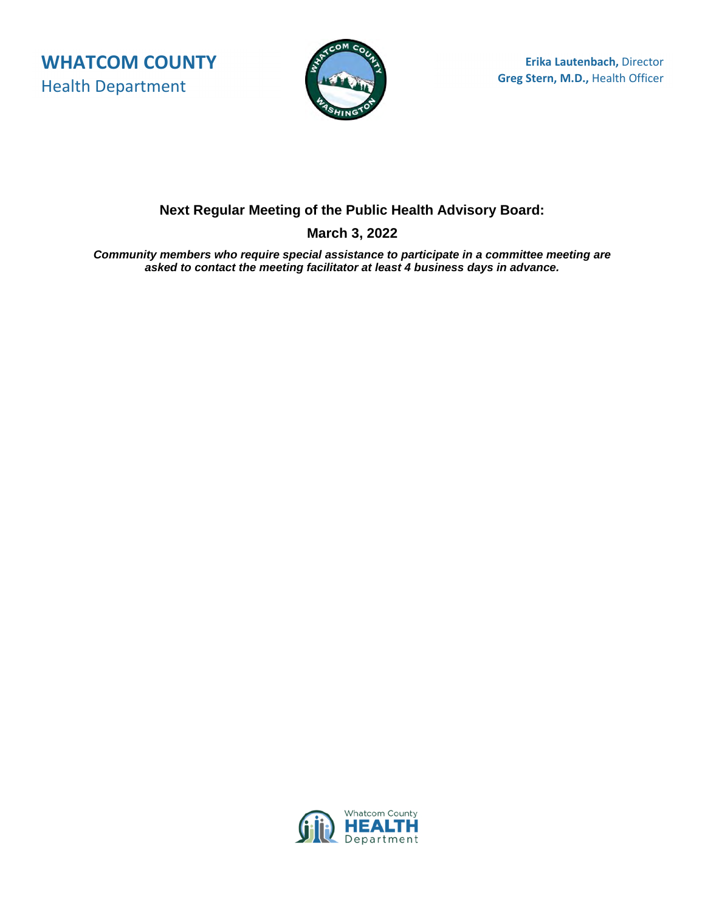**WHATCOM COUNTY**
Health Department

**Erika Lautenbach,** Director
**Greg Stern, M.D.,** Health Officer

## Next Regular Meeting of the Public Health Advisory Board:

**March 3, 2022**

***Community members who require special assistance to participate in a committee meeting are asked to contact the meeting facilitator at least 4 business days in advance.***